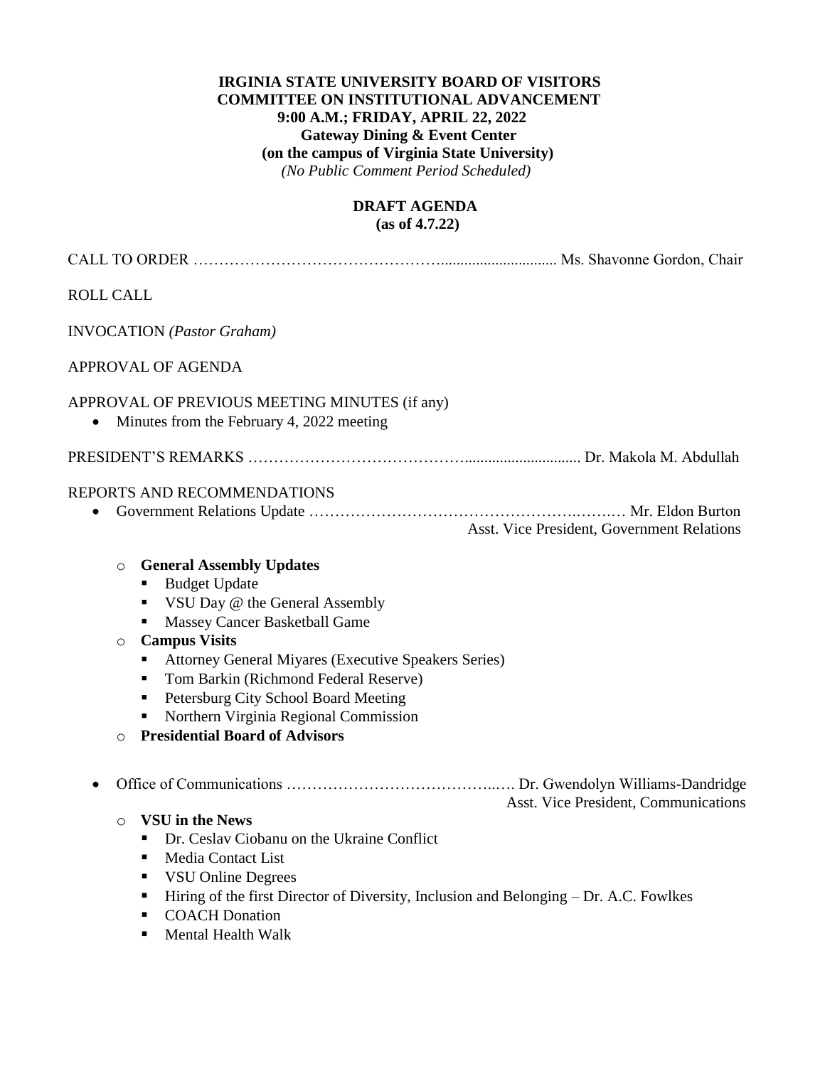**IRGINIA STATE UNIVERSITY BOARD OF VISITORS**
**COMMITTEE ON INSTITUTIONAL ADVANCEMENT**
**9:00 A.M.; FRIDAY, APRIL 22, 2022**
**Gateway Dining & Event Center**
**(on the campus of Virginia State University)**
*(No Public Comment Period Scheduled)*

**DRAFT AGENDA**
**(as of 4.7.22)**

CALL TO ORDER ………………………………………….............................. Ms. Shavonne Gordon, Chair

ROLL CALL

INVOCATION *(Pastor Graham)*

APPROVAL OF AGENDA

APPROVAL OF PREVIOUS MEETING MINUTES (if any)

- Minutes from the February 4, 2022 meeting

PRESIDENT'S REMARKS ……………………………………............................. Dr. Makola M. Abdullah

REPORTS AND RECOMMENDATIONS

- Government Relations Update ……………………………………………….…….… Mr. Eldon Burton
  Asst. Vice President, Government Relations
  - **General Assembly Updates**
    - Budget Update
    - VSU Day @ the General Assembly
    - Massey Cancer Basketball Game
  - **Campus Visits**
    - Attorney General Miyares (Executive Speakers Series)
    - Tom Barkin (Richmond Federal Reserve)
    - Petersburg City School Board Meeting
    - Northern Virginia Regional Commission
  - **Presidential Board of Advisors**

- Office of Communications …………………………………..…. Dr. Gwendolyn Williams-Dandridge
  Asst. Vice President, Communications
  - **VSU in the News**
    - Dr. Ceslav Ciobanu on the Ukraine Conflict
    - Media Contact List
    - VSU Online Degrees
    - Hiring of the first Director of Diversity, Inclusion and Belonging – Dr. A.C. Fowlkes
    - COACH Donation
    - Mental Health Walk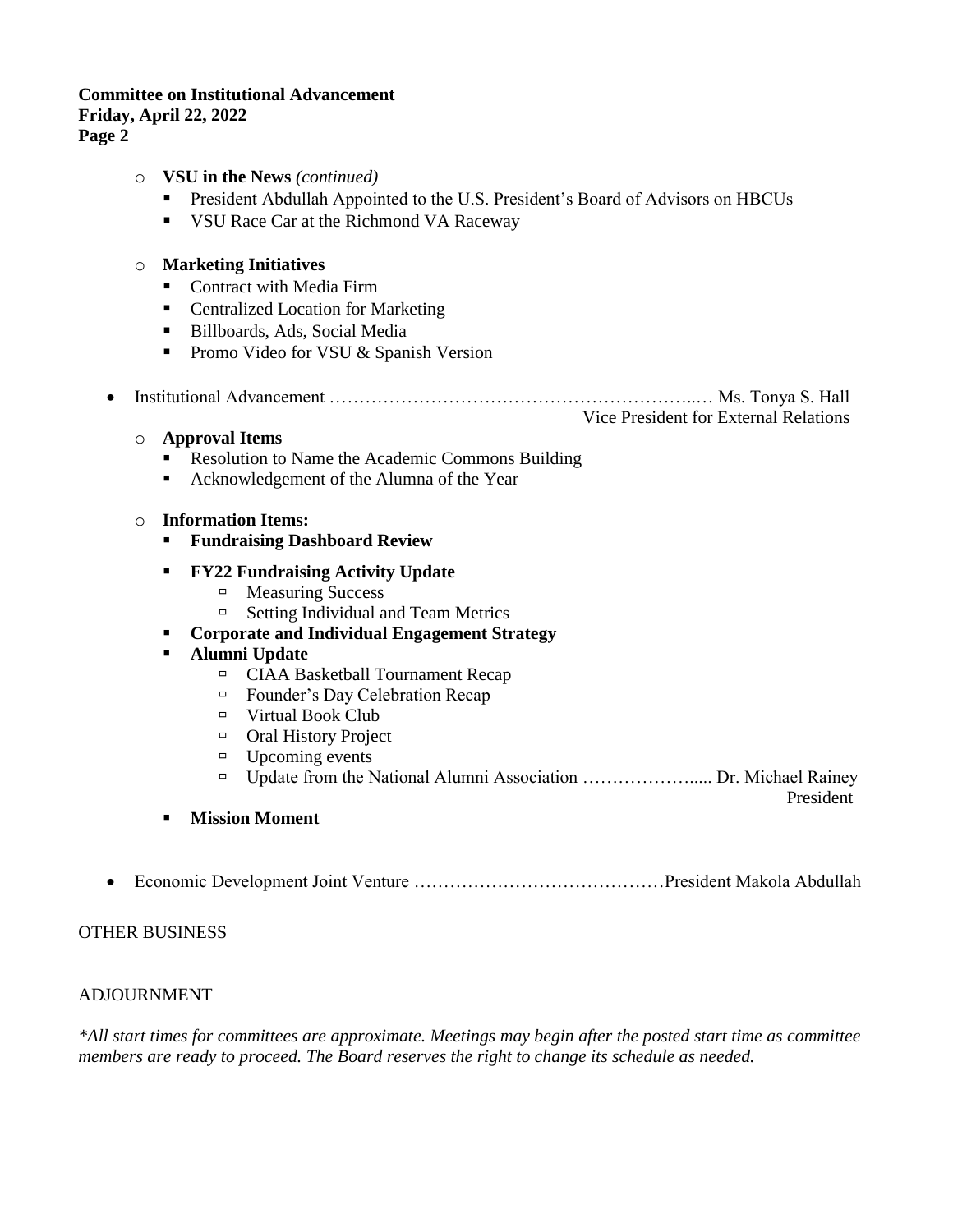**Committee on Institutional Advancement**
**Friday, April 22, 2022**

- **VSU in the News** *(continued)*
  - President Abdullah Appointed to the U.S. President's Board of Advisors on HBCUs
  - VSU Race Car at the Richmond VA Raceway

- **Marketing Initiatives**
  - Contract with Media Firm
  - Centralized Location for Marketing
  - Billboards, Ads, Social Media
  - Promo Video for VSU & Spanish Version

- Institutional Advancement ……………………………………………………..… Ms. Tonya S. Hall
  Vice President for External Relations
  - **Approval Items**
    - Resolution to Name the Academic Commons Building
    - Acknowledgement of the Alumna of the Year
  - **Information Items:**
    - **Fundraising Dashboard Review**
    - **FY22 Fundraising Activity Update**
      - Measuring Success
      - Setting Individual and Team Metrics
    - **Corporate and Individual Engagement Strategy**
    - **Alumni Update**
      - CIAA Basketball Tournament Recap
      - Founder's Day Celebration Recap
      - Virtual Book Club
      - Oral History Project
      - Upcoming events
      - Update from the National Alumni Association ……………….... Dr. Michael Rainey
        President
    - **Mission Moment**

- Economic Development Joint Venture ……………………………………President Makola Abdullah

OTHER BUSINESS

ADJOURNMENT

*\*All start times for committees are approximate. Meetings may begin after the posted start time as committee members are ready to proceed. The Board reserves the right to change its schedule as needed.*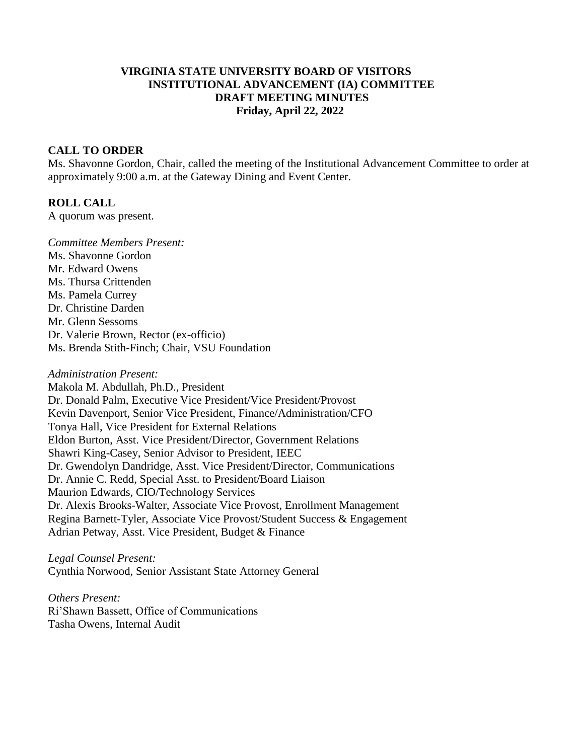**VIRGINIA STATE UNIVERSITY BOARD OF VISITORS**
**INSTITUTIONAL ADVANCEMENT (IA) COMMITTEE**
**DRAFT MEETING MINUTES**
**Friday, April 22, 2022**

**CALL TO ORDER**

Ms. Shavonne Gordon, Chair, called the meeting of the Institutional Advancement Committee to order at approximately 9:00 a.m. at the Gateway Dining and Event Center.

**ROLL CALL**

A quorum was present.

*Committee Members Present:*
Ms. Shavonne Gordon
Mr. Edward Owens
Ms. Thursa Crittenden
Ms. Pamela Currey
Dr. Christine Darden
Mr. Glenn Sessoms
Dr. Valerie Brown, Rector (ex-officio)
Ms. Brenda Stith-Finch; Chair, VSU Foundation

*Administration Present:*
Makola M. Abdullah, Ph.D., President
Dr. Donald Palm, Executive Vice President/Vice President/Provost
Kevin Davenport, Senior Vice President, Finance/Administration/CFO
Tonya Hall, Vice President for External Relations
Eldon Burton, Asst. Vice President/Director, Government Relations
Shawri King-Casey, Senior Advisor to President, IEEC
Dr. Gwendolyn Dandridge, Asst. Vice President/Director, Communications
Dr. Annie C. Redd, Special Asst. to President/Board Liaison
Maurion Edwards, CIO/Technology Services
Dr. Alexis Brooks-Walter, Associate Vice Provost, Enrollment Management
Regina Barnett-Tyler, Associate Vice Provost/Student Success & Engagement
Adrian Petway, Asst. Vice President, Budget & Finance

*Legal Counsel Present:*
Cynthia Norwood, Senior Assistant State Attorney General

*Others Present:*
Ri'Shawn Bassett, Office of Communications
Tasha Owens, Internal Audit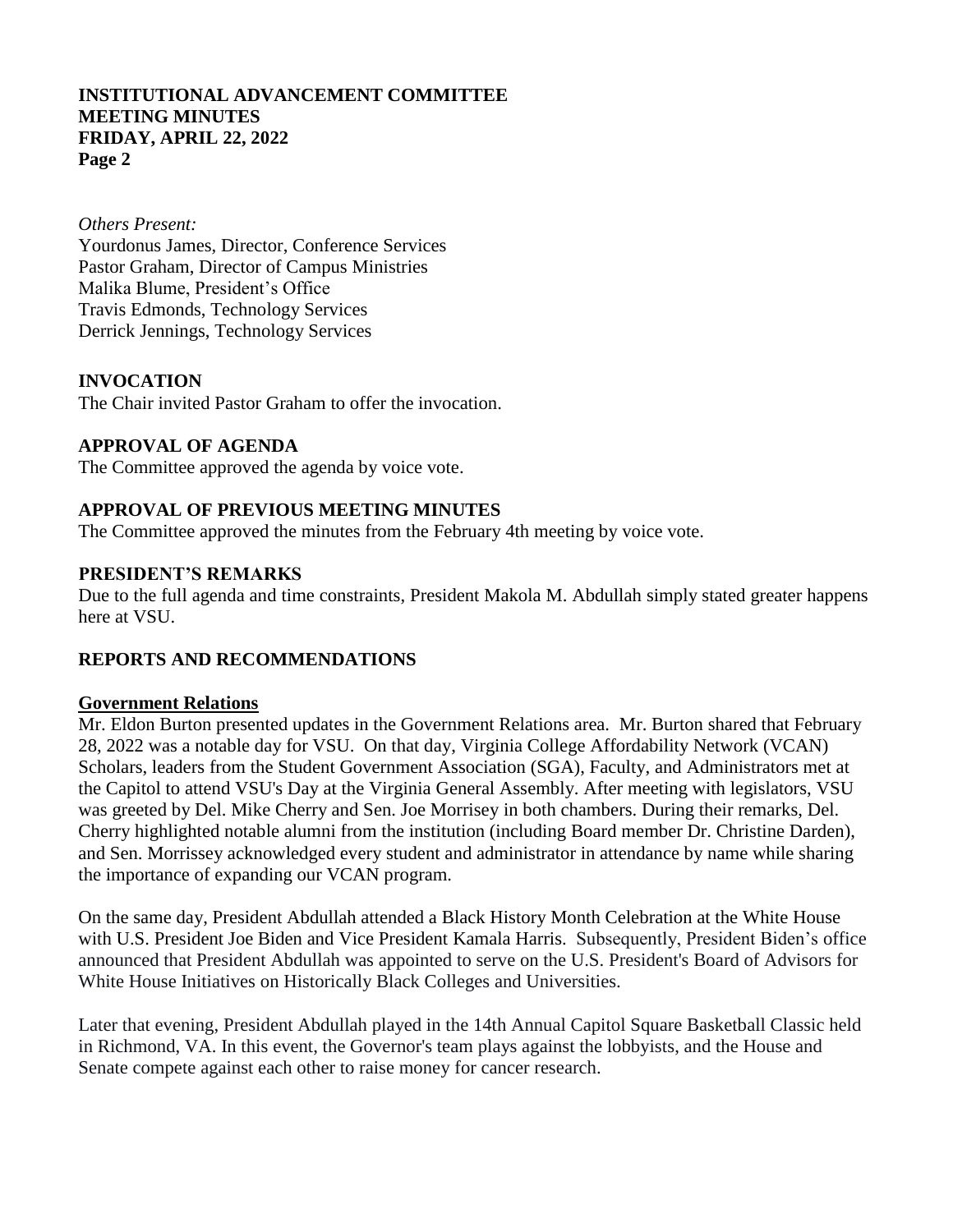*Others Present:*
Yourdonus James, Director, Conference Services
Pastor Graham, Director of Campus Ministries
Malika Blume, President's Office
Travis Edmonds, Technology Services
Derrick Jennings, Technology Services

## INVOCATION

The Chair invited Pastor Graham to offer the invocation.

## APPROVAL OF AGENDA

The Committee approved the agenda by voice vote.

## APPROVAL OF PREVIOUS MEETING MINUTES

The Committee approved the minutes from the February 4th meeting by voice vote.

## PRESIDENT'S REMARKS

Due to the full agenda and time constraints, President Makola M. Abdullah simply stated greater happens here at VSU.

## REPORTS AND RECOMMENDATIONS

### Government Relations

Mr. Eldon Burton presented updates in the Government Relations area. Mr. Burton shared that February 28, 2022 was a notable day for VSU. On that day, Virginia College Affordability Network (VCAN) Scholars, leaders from the Student Government Association (SGA), Faculty, and Administrators met at the Capitol to attend VSU's Day at the Virginia General Assembly. After meeting with legislators, VSU was greeted by Del. Mike Cherry and Sen. Joe Morrisey in both chambers. During their remarks, Del. Cherry highlighted notable alumni from the institution (including Board member Dr. Christine Darden), and Sen. Morrissey acknowledged every student and administrator in attendance by name while sharing the importance of expanding our VCAN program.

On the same day, President Abdullah attended a Black History Month Celebration at the White House with U.S. President Joe Biden and Vice President Kamala Harris. Subsequently, President Biden's office announced that President Abdullah was appointed to serve on the U.S. President's Board of Advisors for White House Initiatives on Historically Black Colleges and Universities.

Later that evening, President Abdullah played in the 14th Annual Capitol Square Basketball Classic held in Richmond, VA. In this event, the Governor's team plays against the lobbyists, and the House and Senate compete against each other to raise money for cancer research.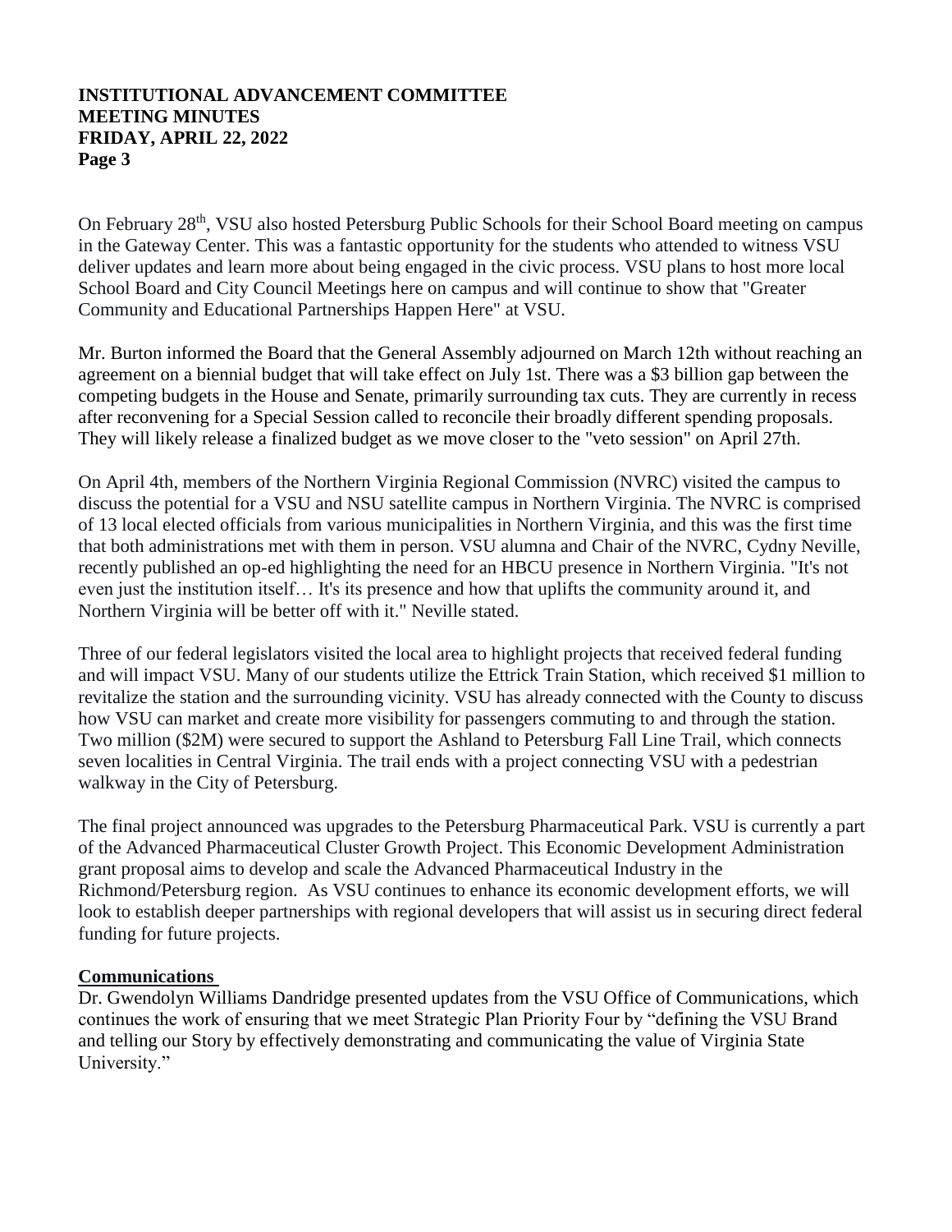On February 28th, VSU also hosted Petersburg Public Schools for their School Board meeting on campus in the Gateway Center. This was a fantastic opportunity for the students who attended to witness VSU deliver updates and learn more about being engaged in the civic process. VSU plans to host more local School Board and City Council Meetings here on campus and will continue to show that "Greater Community and Educational Partnerships Happen Here" at VSU.

Mr. Burton informed the Board that the General Assembly adjourned on March 12th without reaching an agreement on a biennial budget that will take effect on July 1st. There was a $3 billion gap between the competing budgets in the House and Senate, primarily surrounding tax cuts. They are currently in recess after reconvening for a Special Session called to reconcile their broadly different spending proposals. They will likely release a finalized budget as we move closer to the "veto session" on April 27th.

On April 4th, members of the Northern Virginia Regional Commission (NVRC) visited the campus to discuss the potential for a VSU and NSU satellite campus in Northern Virginia. The NVRC is comprised of 13 local elected officials from various municipalities in Northern Virginia, and this was the first time that both administrations met with them in person. VSU alumna and Chair of the NVRC, Cydny Neville, recently published an op-ed highlighting the need for an HBCU presence in Northern Virginia. "It's not even just the institution itself… It's its presence and how that uplifts the community around it, and Northern Virginia will be better off with it." Neville stated.

Three of our federal legislators visited the local area to highlight projects that received federal funding and will impact VSU. Many of our students utilize the Ettrick Train Station, which received $1 million to revitalize the station and the surrounding vicinity. VSU has already connected with the County to discuss how VSU can market and create more visibility for passengers commuting to and through the station. Two million ($2M) were secured to support the Ashland to Petersburg Fall Line Trail, which connects seven localities in Central Virginia. The trail ends with a project connecting VSU with a pedestrian walkway in the City of Petersburg.

The final project announced was upgrades to the Petersburg Pharmaceutical Park. VSU is currently a part of the Advanced Pharmaceutical Cluster Growth Project. This Economic Development Administration grant proposal aims to develop and scale the Advanced Pharmaceutical Industry in the Richmond/Petersburg region. As VSU continues to enhance its economic development efforts, we will look to establish deeper partnerships with regional developers that will assist us in securing direct federal funding for future projects.

**Communications**

Dr. Gwendolyn Williams Dandridge presented updates from the VSU Office of Communications, which continues the work of ensuring that we meet Strategic Plan Priority Four by "defining the VSU Brand and telling our Story by effectively demonstrating and communicating the value of Virginia State University."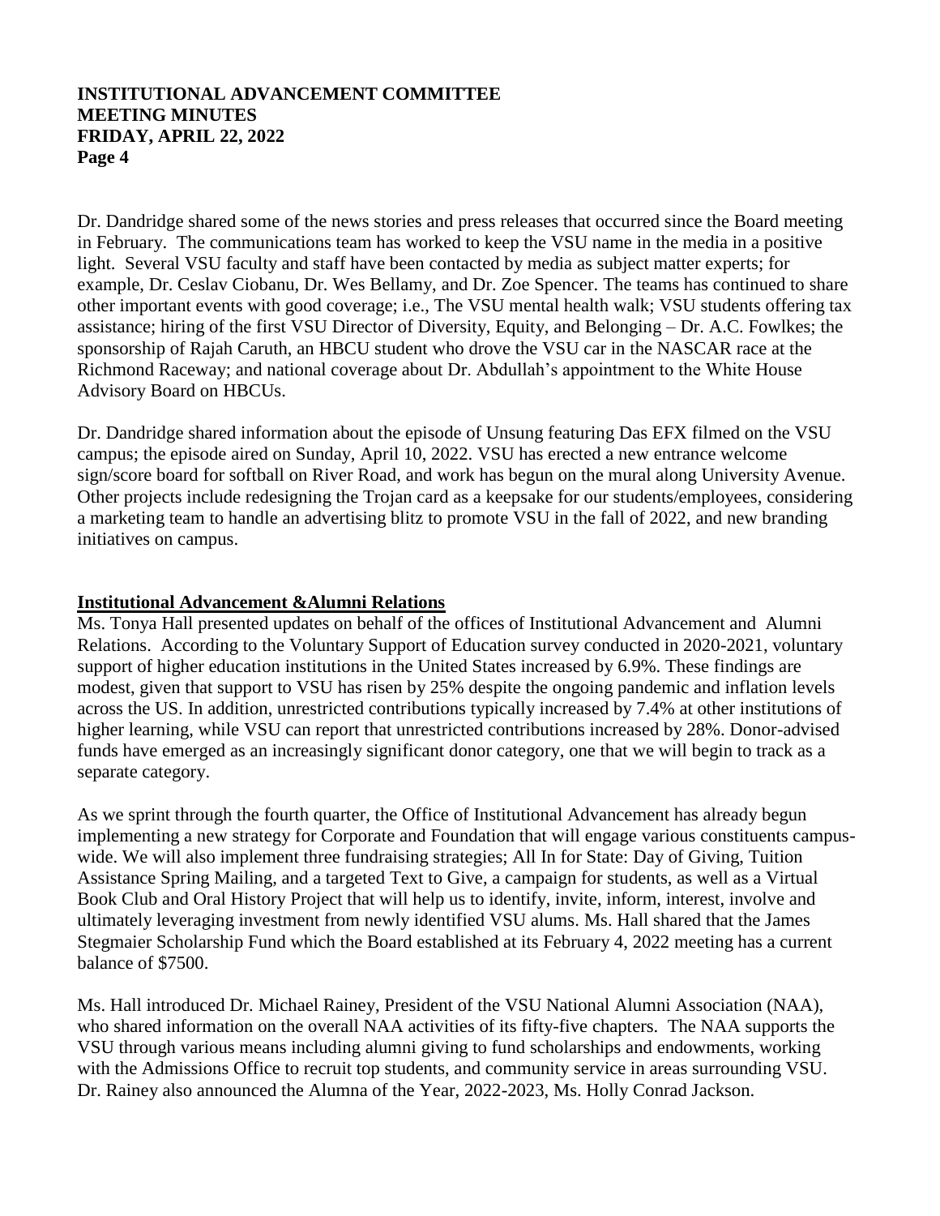Dr. Dandridge shared some of the news stories and press releases that occurred since the Board meeting in February. The communications team has worked to keep the VSU name in the media in a positive light. Several VSU faculty and staff have been contacted by media as subject matter experts; for example, Dr. Ceslav Ciobanu, Dr. Wes Bellamy, and Dr. Zoe Spencer. The teams has continued to share other important events with good coverage; i.e., The VSU mental health walk; VSU students offering tax assistance; hiring of the first VSU Director of Diversity, Equity, and Belonging – Dr. A.C. Fowlkes; the sponsorship of Rajah Caruth, an HBCU student who drove the VSU car in the NASCAR race at the Richmond Raceway; and national coverage about Dr. Abdullah's appointment to the White House Advisory Board on HBCUs.

Dr. Dandridge shared information about the episode of Unsung featuring Das EFX filmed on the VSU campus; the episode aired on Sunday, April 10, 2022. VSU has erected a new entrance welcome sign/score board for softball on River Road, and work has begun on the mural along University Avenue. Other projects include redesigning the Trojan card as a keepsake for our students/employees, considering a marketing team to handle an advertising blitz to promote VSU in the fall of 2022, and new branding initiatives on campus.

## Institutional Advancement &Alumni Relations

Ms. Tonya Hall presented updates on behalf of the offices of Institutional Advancement and Alumni Relations. According to the Voluntary Support of Education survey conducted in 2020-2021, voluntary support of higher education institutions in the United States increased by 6.9%. These findings are modest, given that support to VSU has risen by 25% despite the ongoing pandemic and inflation levels across the US. In addition, unrestricted contributions typically increased by 7.4% at other institutions of higher learning, while VSU can report that unrestricted contributions increased by 28%. Donor-advised funds have emerged as an increasingly significant donor category, one that we will begin to track as a separate category.

As we sprint through the fourth quarter, the Office of Institutional Advancement has already begun implementing a new strategy for Corporate and Foundation that will engage various constituents campus-wide. We will also implement three fundraising strategies; All In for State: Day of Giving, Tuition Assistance Spring Mailing, and a targeted Text to Give, a campaign for students, as well as a Virtual Book Club and Oral History Project that will help us to identify, invite, inform, interest, involve and ultimately leveraging investment from newly identified VSU alums. Ms. Hall shared that the James Stegmaier Scholarship Fund which the Board established at its February 4, 2022 meeting has a current balance of $7500.

Ms. Hall introduced Dr. Michael Rainey, President of the VSU National Alumni Association (NAA), who shared information on the overall NAA activities of its fifty-five chapters. The NAA supports the VSU through various means including alumni giving to fund scholarships and endowments, working with the Admissions Office to recruit top students, and community service in areas surrounding VSU. Dr. Rainey also announced the Alumna of the Year, 2022-2023, Ms. Holly Conrad Jackson.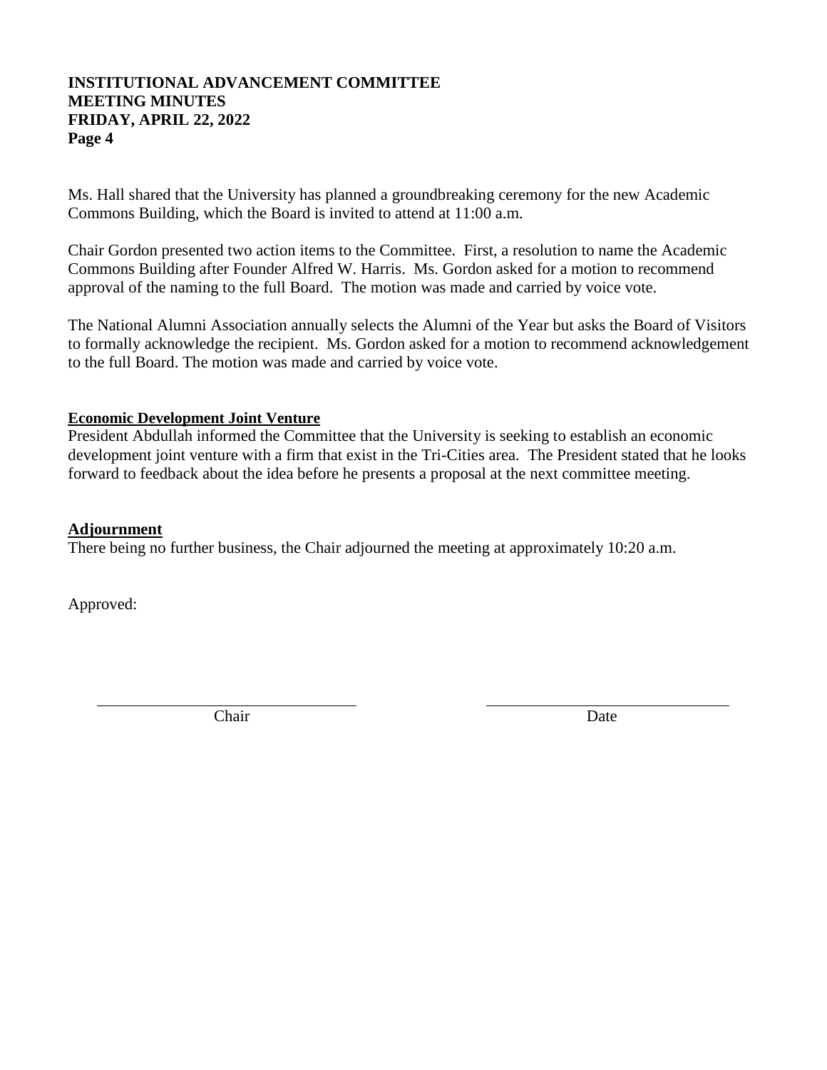Ms. Hall shared that the University has planned a groundbreaking ceremony for the new Academic Commons Building, which the Board is invited to attend at 11:00 a.m.

Chair Gordon presented two action items to the Committee. First, a resolution to name the Academic Commons Building after Founder Alfred W. Harris. Ms. Gordon asked for a motion to recommend approval of the naming to the full Board. The motion was made and carried by voice vote.

The National Alumni Association annually selects the Alumni of the Year but asks the Board of Visitors to formally acknowledge the recipient. Ms. Gordon asked for a motion to recommend acknowledgement to the full Board. The motion was made and carried by voice vote.

**Economic Development Joint Venture**

President Abdullah informed the Committee that the University is seeking to establish an economic development joint venture with a firm that exist in the Tri-Cities area. The President stated that he looks forward to feedback about the idea before he presents a proposal at the next committee meeting.

## Adjournment

There being no further business, the Chair adjourned the meeting at approximately 10:20 a.m.

Approved:

______________________________ Chair

______________________________ Date